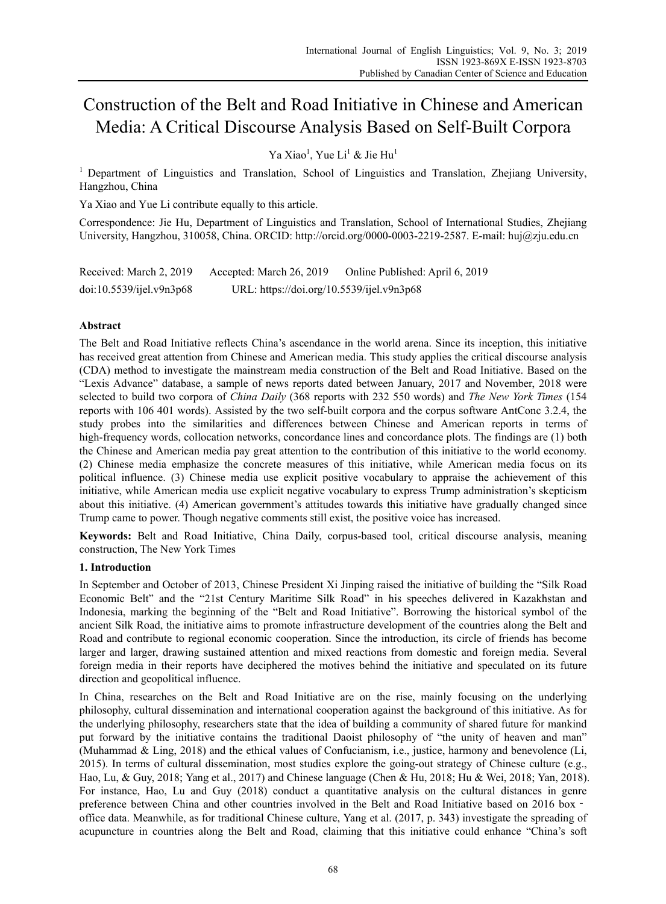# Construction of the Belt and Road Initiative in Chinese and American Media: A Critical Discourse Analysis Based on Self-Built Corpora

Ya Xiao[1], Yue Li[1] & Jie Hu[1]

[1] Department of Linguistics and Translation, School of Linguistics and Translation, Zhejiang University, Hangzhou, China

Ya Xiao and Yue Li contribute equally to this article.

Correspondence: Jie Hu, Department of Linguistics and Translation, School of International Studies, Zhejiang University, Hangzhou, 310058, China. ORCID: http://orcid.org/0000-0003-2219-2587. E-mail: huj@zju.edu.cn

Received: March 2, 2019 Accepted: March 26, 2019 Online Published: April 6, 2019

doi:10.5539/ijel.v9n3p68 URL: https://doi.org/10.5539/ijel.v9n3p68

## Abstract

The Belt and Road Initiative reflects China's ascendance in the world arena. Since its inception, this initiative has received great attention from Chinese and American media. This study applies the critical discourse analysis (CDA) method to investigate the mainstream media construction of the Belt and Road Initiative. Based on the "Lexis Advance" database, a sample of news reports dated between January, 2017 and November, 2018 were selected to build two corpora of *China Daily* (368 reports with 232 550 words) and *The New York Times* (154 reports with 106 401 words). Assisted by the two self-built corpora and the corpus software AntConc 3.2.4, the study probes into the similarities and differences between Chinese and American reports in terms of high-frequency words, collocation networks, concordance lines and concordance plots. The findings are (1) both the Chinese and American media pay great attention to the contribution of this initiative to the world economy. (2) Chinese media emphasize the concrete measures of this initiative, while American media focus on its political influence. (3) Chinese media use explicit positive vocabulary to appraise the achievement of this initiative, while American media use explicit negative vocabulary to express Trump administration's skepticism about this initiative. (4) American government's attitudes towards this initiative have gradually changed since Trump came to power. Though negative comments still exist, the positive voice has increased.

**Keywords:** Belt and Road Initiative, China Daily, corpus-based tool, critical discourse analysis, meaning construction, The New York Times

## 1. Introduction

In September and October of 2013, Chinese President Xi Jinping raised the initiative of building the "Silk Road Economic Belt" and the "21st Century Maritime Silk Road" in his speeches delivered in Kazakhstan and Indonesia, marking the beginning of the "Belt and Road Initiative". Borrowing the historical symbol of the ancient Silk Road, the initiative aims to promote infrastructure development of the countries along the Belt and Road and contribute to regional economic cooperation. Since the introduction, its circle of friends has become larger and larger, drawing sustained attention and mixed reactions from domestic and foreign media. Several foreign media in their reports have deciphered the motives behind the initiative and speculated on its future direction and geopolitical influence.

In China, researches on the Belt and Road Initiative are on the rise, mainly focusing on the underlying philosophy, cultural dissemination and international cooperation against the background of this initiative. As for the underlying philosophy, researchers state that the idea of building a community of shared future for mankind put forward by the initiative contains the traditional Daoist philosophy of "the unity of heaven and man" (Muhammad & Ling, 2018) and the ethical values of Confucianism, i.e., justice, harmony and benevolence (Li, 2015). In terms of cultural dissemination, most studies explore the going-out strategy of Chinese culture (e.g., Hao, Lu, & Guy, 2018; Yang et al., 2017) and Chinese language (Chen & Hu, 2018; Hu & Wei, 2018; Yan, 2018). For instance, Hao, Lu and Guy (2018) conduct a quantitative analysis on the cultural distances in genre preference between China and other countries involved in the Belt and Road Initiative based on 2016 box-office data. Meanwhile, as for traditional Chinese culture, Yang et al. (2017, p. 343) investigate the spreading of acupuncture in countries along the Belt and Road, claiming that this initiative could enhance "China's soft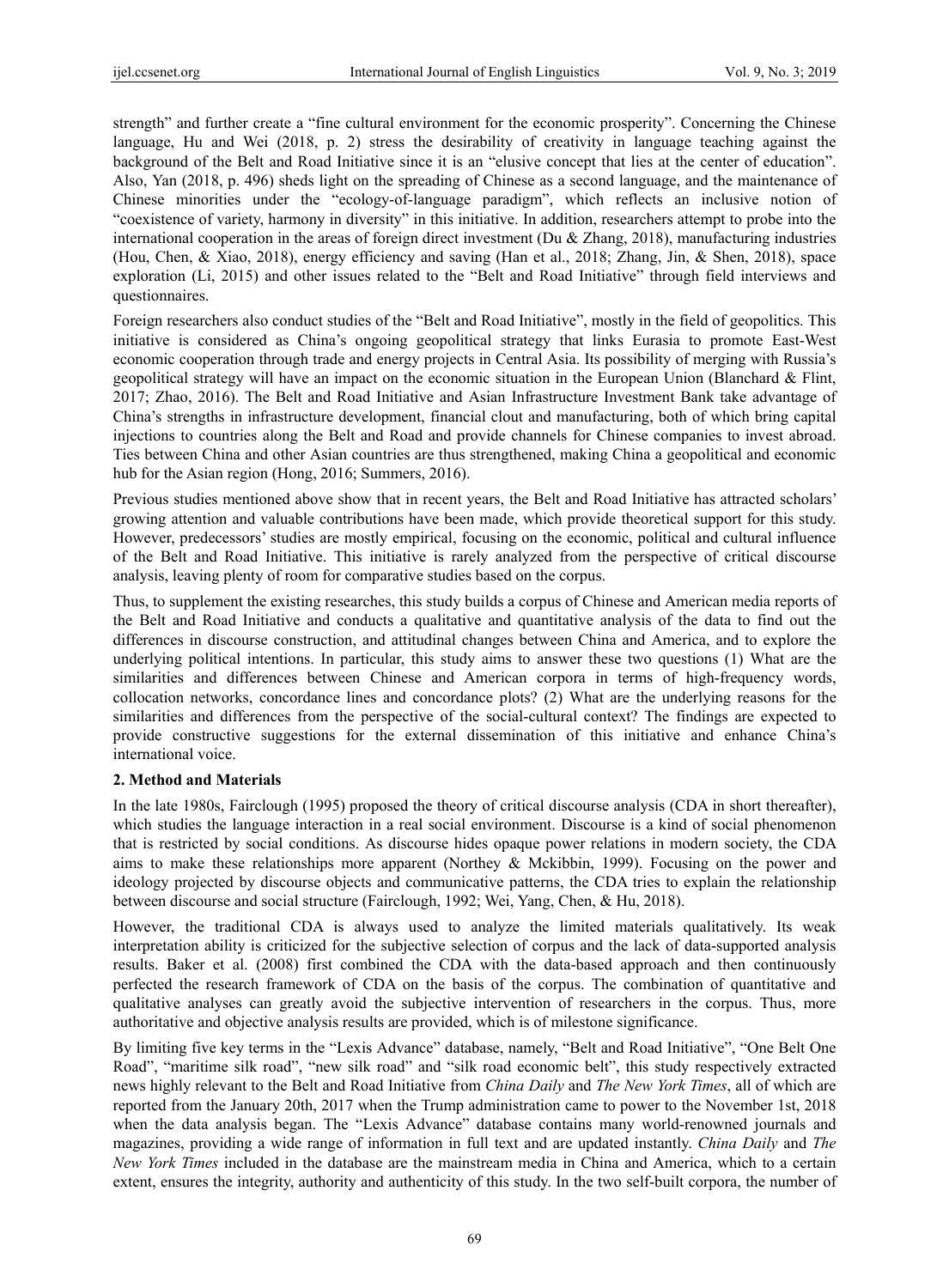strength" and further create a "fine cultural environment for the economic prosperity". Concerning the Chinese language, Hu and Wei (2018, p. 2) stress the desirability of creativity in language teaching against the background of the Belt and Road Initiative since it is an "elusive concept that lies at the center of education". Also, Yan (2018, p. 496) sheds light on the spreading of Chinese as a second language, and the maintenance of Chinese minorities under the "ecology-of-language paradigm", which reflects an inclusive notion of "coexistence of variety, harmony in diversity" in this initiative. In addition, researchers attempt to probe into the international cooperation in the areas of foreign direct investment (Du & Zhang, 2018), manufacturing industries (Hou, Chen, & Xiao, 2018), energy efficiency and saving (Han et al., 2018; Zhang, Jin, & Shen, 2018), space exploration (Li, 2015) and other issues related to the "Belt and Road Initiative" through field interviews and questionnaires.

Foreign researchers also conduct studies of the "Belt and Road Initiative", mostly in the field of geopolitics. This initiative is considered as China's ongoing geopolitical strategy that links Eurasia to promote East-West economic cooperation through trade and energy projects in Central Asia. Its possibility of merging with Russia's geopolitical strategy will have an impact on the economic situation in the European Union (Blanchard & Flint, 2017; Zhao, 2016). The Belt and Road Initiative and Asian Infrastructure Investment Bank take advantage of China's strengths in infrastructure development, financial clout and manufacturing, both of which bring capital injections to countries along the Belt and Road and provide channels for Chinese companies to invest abroad. Ties between China and other Asian countries are thus strengthened, making China a geopolitical and economic hub for the Asian region (Hong, 2016; Summers, 2016).

Previous studies mentioned above show that in recent years, the Belt and Road Initiative has attracted scholars' growing attention and valuable contributions have been made, which provide theoretical support for this study. However, predecessors' studies are mostly empirical, focusing on the economic, political and cultural influence of the Belt and Road Initiative. This initiative is rarely analyzed from the perspective of critical discourse analysis, leaving plenty of room for comparative studies based on the corpus.

Thus, to supplement the existing researches, this study builds a corpus of Chinese and American media reports of the Belt and Road Initiative and conducts a qualitative and quantitative analysis of the data to find out the differences in discourse construction, and attitudinal changes between China and America, and to explore the underlying political intentions. In particular, this study aims to answer these two questions (1) What are the similarities and differences between Chinese and American corpora in terms of high-frequency words, collocation networks, concordance lines and concordance plots? (2) What are the underlying reasons for the similarities and differences from the perspective of the social-cultural context? The findings are expected to provide constructive suggestions for the external dissemination of this initiative and enhance China's international voice.

## 2. Method and Materials

In the late 1980s, Fairclough (1995) proposed the theory of critical discourse analysis (CDA in short thereafter), which studies the language interaction in a real social environment. Discourse is a kind of social phenomenon that is restricted by social conditions. As discourse hides opaque power relations in modern society, the CDA aims to make these relationships more apparent (Northey & Mckibbin, 1999). Focusing on the power and ideology projected by discourse objects and communicative patterns, the CDA tries to explain the relationship between discourse and social structure (Fairclough, 1992; Wei, Yang, Chen, & Hu, 2018).

However, the traditional CDA is always used to analyze the limited materials qualitatively. Its weak interpretation ability is criticized for the subjective selection of corpus and the lack of data-supported analysis results. Baker et al. (2008) first combined the CDA with the data-based approach and then continuously perfected the research framework of CDA on the basis of the corpus. The combination of quantitative and qualitative analyses can greatly avoid the subjective intervention of researchers in the corpus. Thus, more authoritative and objective analysis results are provided, which is of milestone significance.

By limiting five key terms in the "Lexis Advance" database, namely, "Belt and Road Initiative", "One Belt One Road", "maritime silk road", "new silk road" and "silk road economic belt", this study respectively extracted news highly relevant to the Belt and Road Initiative from *China Daily* and *The New York Times*, all of which are reported from the January 20th, 2017 when the Trump administration came to power to the November 1st, 2018 when the data analysis began. The "Lexis Advance" database contains many world-renowned journals and magazines, providing a wide range of information in full text and are updated instantly. *China Daily* and *The New York Times* included in the database are the mainstream media in China and America, which to a certain extent, ensures the integrity, authority and authenticity of this study. In the two self-built corpora, the number of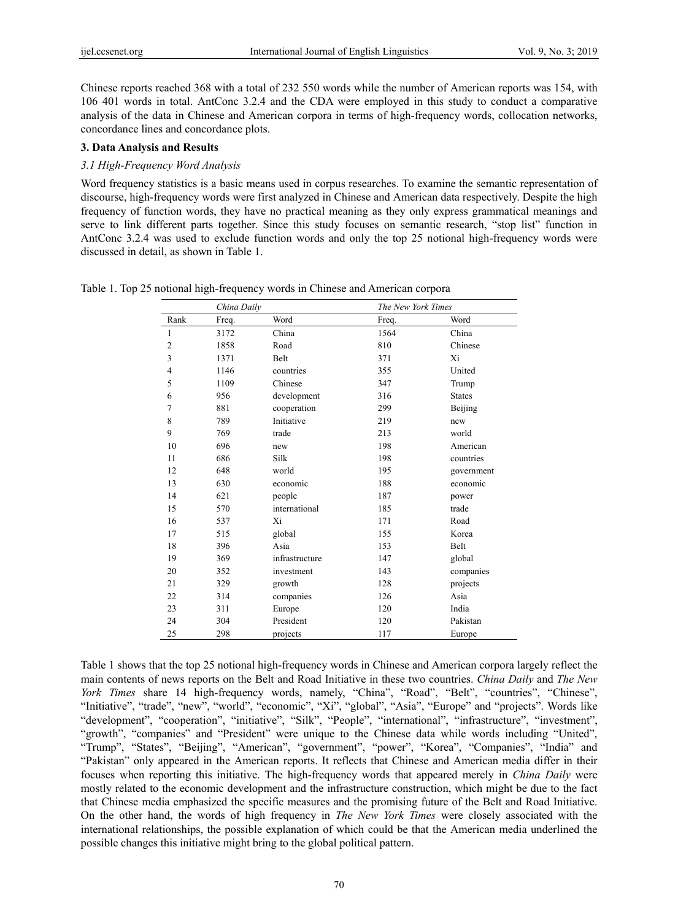Chinese reports reached 368 with a total of 232 550 words while the number of American reports was 154, with 106 401 words in total. AntConc 3.2.4 and the CDA were employed in this study to conduct a comparative analysis of the data in Chinese and American corpora in terms of high-frequency words, collocation networks, concordance lines and concordance plots.

## 3. Data Analysis and Results

### *3.1 High-Frequency Word Analysis*

Word frequency statistics is a basic means used in corpus researches. To examine the semantic representation of discourse, high-frequency words were first analyzed in Chinese and American data respectively. Despite the high frequency of function words, they have no practical meaning as they only express grammatical meanings and serve to link different parts together. Since this study focuses on semantic research, "stop list" function in AntConc 3.2.4 was used to exclude function words and only the top 25 notional high-frequency words were discussed in detail, as shown in Table 1.

Table 1. Top 25 notional high-frequency words in Chinese and American corpora

| | *China Daily* | | *The New York Times* | |
|---|---|---|---|---|
| Rank | Freq. | Word | Freq. | Word |
| 1 | 3172 | China | 1564 | China |
| 2 | 1858 | Road | 810 | Chinese |
| 3 | 1371 | Belt | 371 | Xi |
| 4 | 1146 | countries | 355 | United |
| 5 | 1109 | Chinese | 347 | Trump |
| 6 | 956 | development | 316 | States |
| 7 | 881 | cooperation | 299 | Beijing |
| 8 | 789 | Initiative | 219 | new |
| 9 | 769 | trade | 213 | world |
| 10 | 696 | new | 198 | American |
| 11 | 686 | Silk | 198 | countries |
| 12 | 648 | world | 195 | government |
| 13 | 630 | economic | 188 | economic |
| 14 | 621 | people | 187 | power |
| 15 | 570 | international | 185 | trade |
| 16 | 537 | Xi | 171 | Road |
| 17 | 515 | global | 155 | Korea |
| 18 | 396 | Asia | 153 | Belt |
| 19 | 369 | infrastructure | 147 | global |
| 20 | 352 | investment | 143 | companies |
| 21 | 329 | growth | 128 | projects |
| 22 | 314 | companies | 126 | Asia |
| 23 | 311 | Europe | 120 | India |
| 24 | 304 | President | 120 | Pakistan |
| 25 | 298 | projects | 117 | Europe |

Table 1 shows that the top 25 notional high-frequency words in Chinese and American corpora largely reflect the main contents of news reports on the Belt and Road Initiative in these two countries. *China Daily* and *The New York Times* share 14 high-frequency words, namely, "China", "Road", "Belt", "countries", "Chinese", "Initiative", "trade", "new", "world", "economic", "Xi", "global", "Asia", "Europe" and "projects". Words like "development", "cooperation", "initiative", "Silk", "People", "international", "infrastructure", "investment", "growth", "companies" and "President" were unique to the Chinese data while words including "United", "Trump", "States", "Beijing", "American", "government", "power", "Korea", "Companies", "India" and "Pakistan" only appeared in the American reports. It reflects that Chinese and American media differ in their focuses when reporting this initiative. The high-frequency words that appeared merely in *China Daily* were mostly related to the economic development and the infrastructure construction, which might be due to the fact that Chinese media emphasized the specific measures and the promising future of the Belt and Road Initiative. On the other hand, the words of high frequency in *The New York Times* were closely associated with the international relationships, the possible explanation of which could be that the American media underlined the possible changes this initiative might bring to the global political pattern.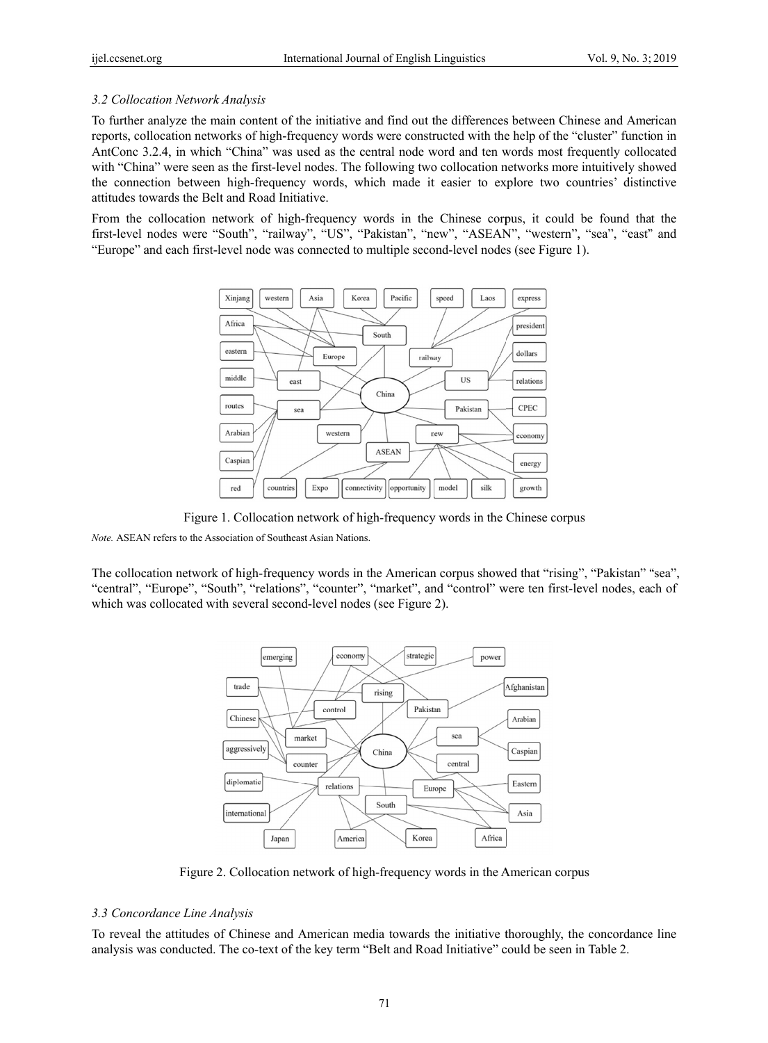### 3.2 Collocation Network Analysis

To further analyze the main content of the initiative and find out the differences between Chinese and American reports, collocation networks of high-frequency words were constructed with the help of the "cluster" function in AntConc 3.2.4, in which "China" was used as the central node word and ten words most frequently collocated with "China" were seen as the first-level nodes. The following two collocation networks more intuitively showed the connection between high-frequency words, which made it easier to explore two countries' distinctive attitudes towards the Belt and Road Initiative.

From the collocation network of high-frequency words in the Chinese corpus, it could be found that the first-level nodes were "South", "railway", "US", "Pakistan", "new", "ASEAN", "western", "sea", "east" and "Europe" and each first-level node was connected to multiple second-level nodes (see Figure 1).

Figure 1. Collocation network of high-frequency words in the Chinese corpus

*Note.* ASEAN refers to the Association of Southeast Asian Nations.

The collocation network of high-frequency words in the American corpus showed that "rising", "Pakistan" "sea", "central", "Europe", "South", "relations", "counter", "market", and "control" were ten first-level nodes, each of which was collocated with several second-level nodes (see Figure 2).

Figure 2. Collocation network of high-frequency words in the American corpus

### 3.3 Concordance Line Analysis

To reveal the attitudes of Chinese and American media towards the initiative thoroughly, the concordance line analysis was conducted. The co-text of the key term "Belt and Road Initiative" could be seen in Table 2.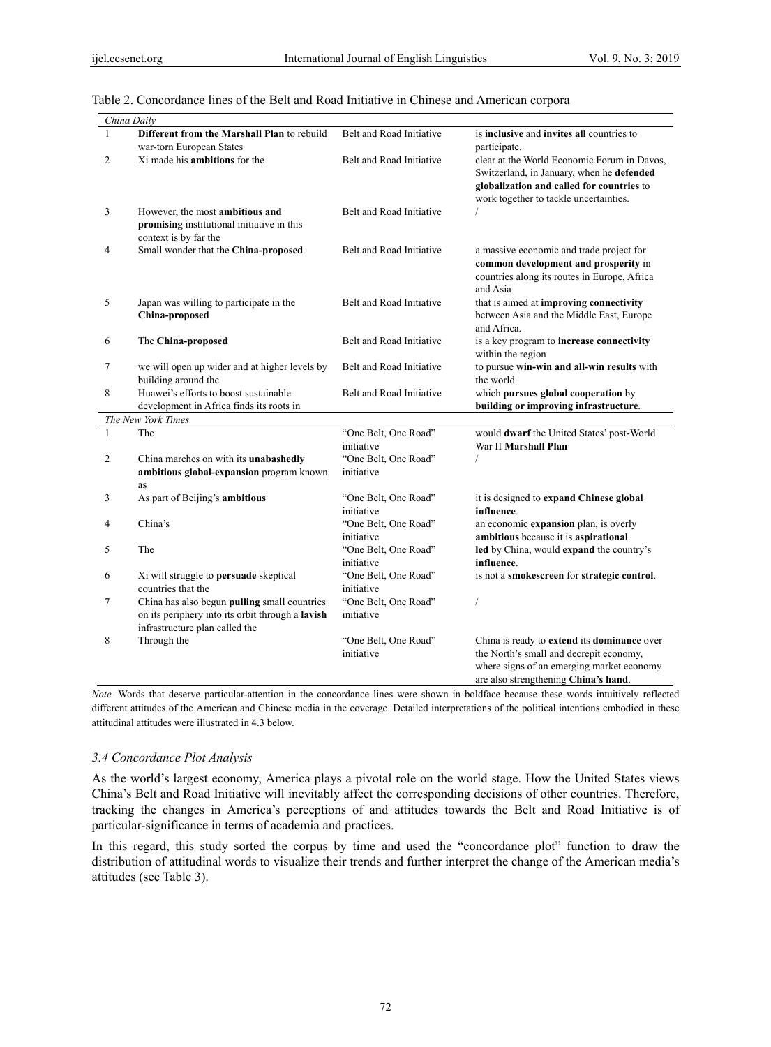Table 2. Concordance lines of the Belt and Road Initiative in Chinese and American corpora

| | | | |
|---|---|---|---|
| *China Daily* | | | |
| 1 | **Different from the Marshall Plan** to rebuild war-torn European States | Belt and Road Initiative | is **inclusive** and **invites all** countries to participate. |
| 2 | Xi made his **ambitions** for the | Belt and Road Initiative | clear at the World Economic Forum in Davos, Switzerland, in January, when he **defended globalization and called for countries** to work together to tackle uncertainties. |
| 3 | However, the most **ambitious and promising** institutional initiative in this context is by far the | Belt and Road Initiative | / |
| 4 | Small wonder that the **China-proposed** | Belt and Road Initiative | a massive economic and trade project for **common development and prosperity** in countries along its routes in Europe, Africa and Asia |
| 5 | Japan was willing to participate in the **China-proposed** | Belt and Road Initiative | that is aimed at **improving connectivity** between Asia and the Middle East, Europe and Africa. |
| 6 | The **China-proposed** | Belt and Road Initiative | is a key program to **increase connectivity** within the region |
| 7 | we will open up wider and at higher levels by building around the | Belt and Road Initiative | to pursue **win-win and all-win results** with the world. |
| 8 | Huawei's efforts to boost sustainable development in Africa finds its roots in | Belt and Road Initiative | which **pursues global cooperation** by **building or improving infrastructure**. |
| *The New York Times* | | | |
| 1 | The | "One Belt, One Road" initiative | would **dwarf** the United States' post-World War II **Marshall Plan** |
| 2 | China marches on with its **unabashedly ambitious global-expansion** program known as | "One Belt, One Road" initiative | / |
| 3 | As part of Beijing's **ambitious** | "One Belt, One Road" initiative | it is designed to **expand Chinese global influence**. |
| 4 | China's | "One Belt, One Road" initiative | an economic **expansion** plan, is overly **ambitious** because it is **aspirational**. |
| 5 | The | "One Belt, One Road" initiative | **led** by China, would **expand** the country's **influence**. |
| 6 | Xi will struggle to **persuade** skeptical countries that the | "One Belt, One Road" initiative | is not a **smokescreen** for **strategic control**. |
| 7 | China has also begun **pulling** small countries on its periphery into its orbit through a **lavish** infrastructure plan called the | "One Belt, One Road" initiative | / |
| 8 | Through the | "One Belt, One Road" initiative | China is ready to **extend** its **dominance** over the North's small and decrepit economy, where signs of an emerging market economy are also strengthening **China's hand**. |

*Note.* Words that deserve particular-attention in the concordance lines were shown in boldface because these words intuitively reflected different attitudes of the American and Chinese media in the coverage. Detailed interpretations of the political intentions embodied in these attitudinal attitudes were illustrated in 4.3 below.

### *3.4 Concordance Plot Analysis*

As the world's largest economy, America plays a pivotal role on the world stage. How the United States views China's Belt and Road Initiative will inevitably affect the corresponding decisions of other countries. Therefore, tracking the changes in America's perceptions of and attitudes towards the Belt and Road Initiative is of particular-significance in terms of academia and practices.

In this regard, this study sorted the corpus by time and used the "concordance plot" function to draw the distribution of attitudinal words to visualize their trends and further interpret the change of the American media's attitudes (see Table 3).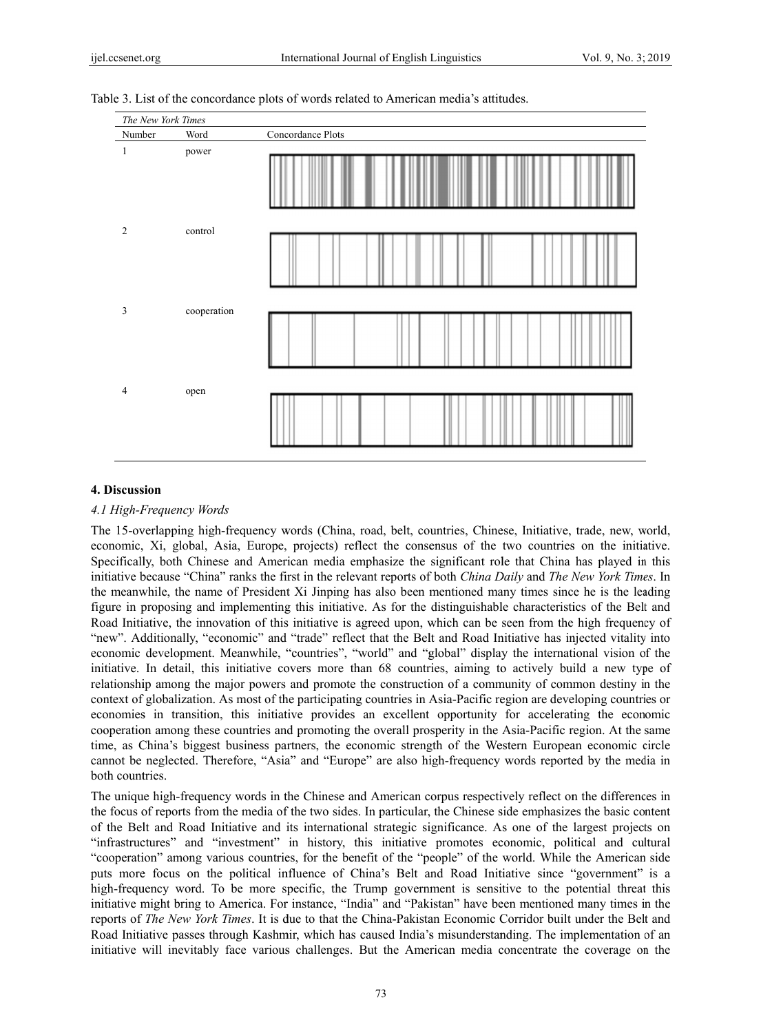Table 3. List of the concordance plots of words related to American media's attitudes.

| *The New York Times* | | |
|---|---|---|
| Number | Word | Concordance Plots |
| 1 | power | |
| 2 | control | |
| 3 | cooperation | |
| 4 | open | |

## 4. Discussion

### 4.1 High-Frequency Words

The 15-overlapping high-frequency words (China, road, belt, countries, Chinese, Initiative, trade, new, world, economic, Xi, global, Asia, Europe, projects) reflect the consensus of the two countries on the initiative. Specifically, both Chinese and American media emphasize the significant role that China has played in this initiative because "China" ranks the first in the relevant reports of both *China Daily* and *The New York Times*. In the meanwhile, the name of President Xi Jinping has also been mentioned many times since he is the leading figure in proposing and implementing this initiative. As for the distinguishable characteristics of the Belt and Road Initiative, the innovation of this initiative is agreed upon, which can be seen from the high frequency of "new". Additionally, "economic" and "trade" reflect that the Belt and Road Initiative has injected vitality into economic development. Meanwhile, "countries", "world" and "global" display the international vision of the initiative. In detail, this initiative covers more than 68 countries, aiming to actively build a new type of relationship among the major powers and promote the construction of a community of common destiny in the context of globalization. As most of the participating countries in Asia-Pacific region are developing countries or economies in transition, this initiative provides an excellent opportunity for accelerating the economic cooperation among these countries and promoting the overall prosperity in the Asia-Pacific region. At the same time, as China's biggest business partners, the economic strength of the Western European economic circle cannot be neglected. Therefore, "Asia" and "Europe" are also high-frequency words reported by the media in both countries.

The unique high-frequency words in the Chinese and American corpus respectively reflect on the differences in the focus of reports from the media of the two sides. In particular, the Chinese side emphasizes the basic content of the Belt and Road Initiative and its international strategic significance. As one of the largest projects on "infrastructures" and "investment" in history, this initiative promotes economic, political and cultural "cooperation" among various countries, for the benefit of the "people" of the world. While the American side puts more focus on the political influence of China's Belt and Road Initiative since "government" is a high-frequency word. To be more specific, the Trump government is sensitive to the potential threat this initiative might bring to America. For instance, "India" and "Pakistan" have been mentioned many times in the reports of *The New York Times*. It is due to that the China-Pakistan Economic Corridor built under the Belt and Road Initiative passes through Kashmir, which has caused India's misunderstanding. The implementation of an initiative will inevitably face various challenges. But the American media concentrate the coverage on the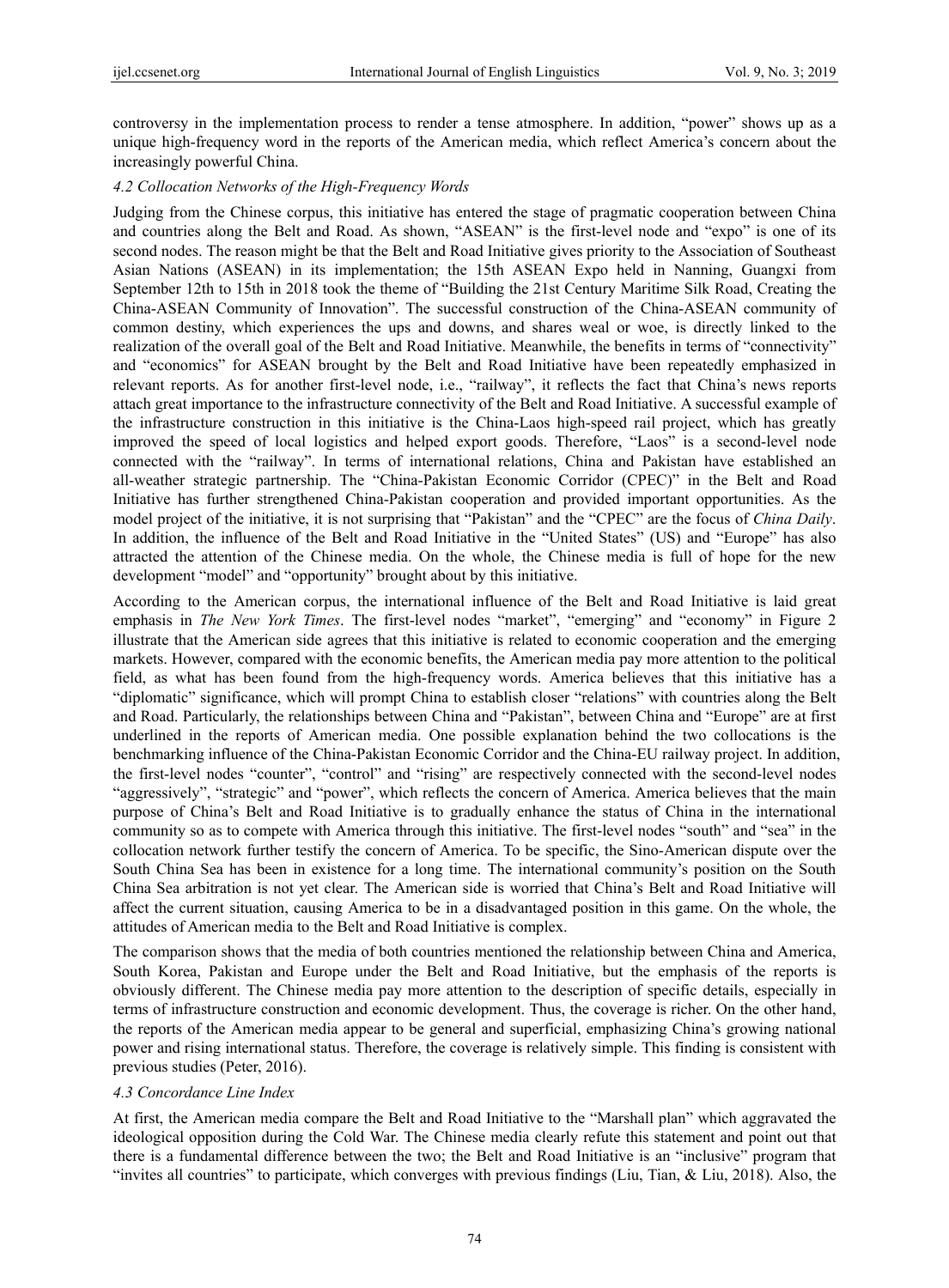controversy in the implementation process to render a tense atmosphere. In addition, "power" shows up as a unique high-frequency word in the reports of the American media, which reflect America's concern about the increasingly powerful China.

### *4.2 Collocation Networks of the High-Frequency Words*

Judging from the Chinese corpus, this initiative has entered the stage of pragmatic cooperation between China and countries along the Belt and Road. As shown, "ASEAN" is the first-level node and "expo" is one of its second nodes. The reason might be that the Belt and Road Initiative gives priority to the Association of Southeast Asian Nations (ASEAN) in its implementation; the 15th ASEAN Expo held in Nanning, Guangxi from September 12th to 15th in 2018 took the theme of "Building the 21st Century Maritime Silk Road, Creating the China-ASEAN Community of Innovation". The successful construction of the China-ASEAN community of common destiny, which experiences the ups and downs, and shares weal or woe, is directly linked to the realization of the overall goal of the Belt and Road Initiative. Meanwhile, the benefits in terms of "connectivity" and "economics" for ASEAN brought by the Belt and Road Initiative have been repeatedly emphasized in relevant reports. As for another first-level node, i.e., "railway", it reflects the fact that China's news reports attach great importance to the infrastructure connectivity of the Belt and Road Initiative. A successful example of the infrastructure construction in this initiative is the China-Laos high-speed rail project, which has greatly improved the speed of local logistics and helped export goods. Therefore, "Laos" is a second-level node connected with the "railway". In terms of international relations, China and Pakistan have established an all-weather strategic partnership. The "China-Pakistan Economic Corridor (CPEC)" in the Belt and Road Initiative has further strengthened China-Pakistan cooperation and provided important opportunities. As the model project of the initiative, it is not surprising that "Pakistan" and the "CPEC" are the focus of *China Daily*. In addition, the influence of the Belt and Road Initiative in the "United States" (US) and "Europe" has also attracted the attention of the Chinese media. On the whole, the Chinese media is full of hope for the new development "model" and "opportunity" brought about by this initiative.

According to the American corpus, the international influence of the Belt and Road Initiative is laid great emphasis in *The New York Times*. The first-level nodes "market", "emerging" and "economy" in Figure 2 illustrate that the American side agrees that this initiative is related to economic cooperation and the emerging markets. However, compared with the economic benefits, the American media pay more attention to the political field, as what has been found from the high-frequency words. America believes that this initiative has a "diplomatic" significance, which will prompt China to establish closer "relations" with countries along the Belt and Road. Particularly, the relationships between China and "Pakistan", between China and "Europe" are at first underlined in the reports of American media. One possible explanation behind the two collocations is the benchmarking influence of the China-Pakistan Economic Corridor and the China-EU railway project. In addition, the first-level nodes "counter", "control" and "rising" are respectively connected with the second-level nodes "aggressively", "strategic" and "power", which reflects the concern of America. America believes that the main purpose of China's Belt and Road Initiative is to gradually enhance the status of China in the international community so as to compete with America through this initiative. The first-level nodes "south" and "sea" in the collocation network further testify the concern of America. To be specific, the Sino-American dispute over the South China Sea has been in existence for a long time. The international community's position on the South China Sea arbitration is not yet clear. The American side is worried that China's Belt and Road Initiative will affect the current situation, causing America to be in a disadvantaged position in this game. On the whole, the attitudes of American media to the Belt and Road Initiative is complex.

The comparison shows that the media of both countries mentioned the relationship between China and America, South Korea, Pakistan and Europe under the Belt and Road Initiative, but the emphasis of the reports is obviously different. The Chinese media pay more attention to the description of specific details, especially in terms of infrastructure construction and economic development. Thus, the coverage is richer. On the other hand, the reports of the American media appear to be general and superficial, emphasizing China's growing national power and rising international status. Therefore, the coverage is relatively simple. This finding is consistent with previous studies (Peter, 2016).

### *4.3 Concordance Line Index*

At first, the American media compare the Belt and Road Initiative to the "Marshall plan" which aggravated the ideological opposition during the Cold War. The Chinese media clearly refute this statement and point out that there is a fundamental difference between the two; the Belt and Road Initiative is an "inclusive" program that "invites all countries" to participate, which converges with previous findings (Liu, Tian, & Liu, 2018). Also, the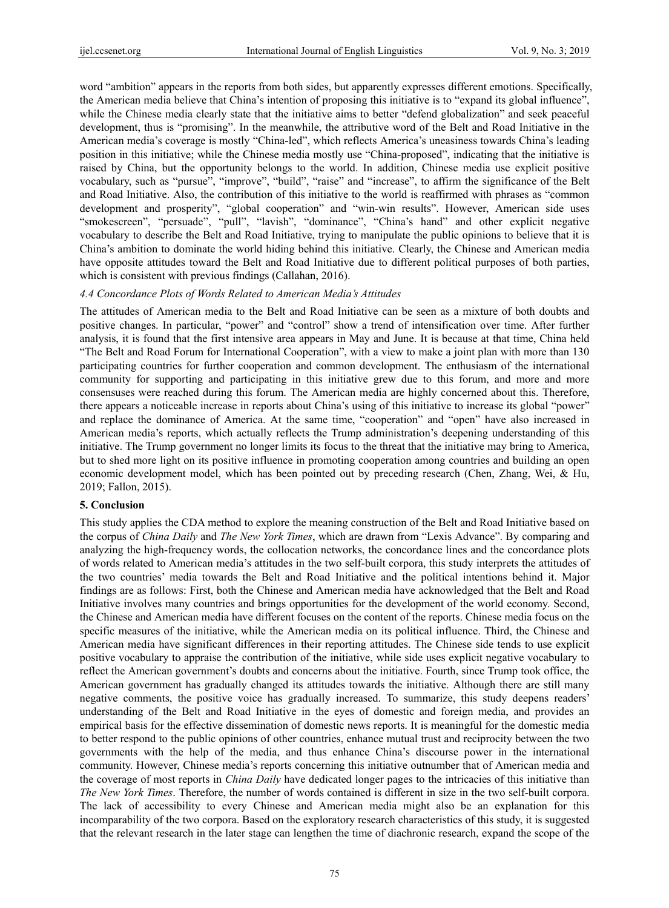word "ambition" appears in the reports from both sides, but apparently expresses different emotions. Specifically, the American media believe that China's intention of proposing this initiative is to "expand its global influence", while the Chinese media clearly state that the initiative aims to better "defend globalization" and seek peaceful development, thus is "promising". In the meanwhile, the attributive word of the Belt and Road Initiative in the American media's coverage is mostly "China-led", which reflects America's uneasiness towards China's leading position in this initiative; while the Chinese media mostly use "China-proposed", indicating that the initiative is raised by China, but the opportunity belongs to the world. In addition, Chinese media use explicit positive vocabulary, such as "pursue", "improve", "build", "raise" and "increase", to affirm the significance of the Belt and Road Initiative. Also, the contribution of this initiative to the world is reaffirmed with phrases as "common development and prosperity", "global cooperation" and "win-win results". However, American side uses "smokescreen", "persuade", "pull", "lavish", "dominance", "China's hand" and other explicit negative vocabulary to describe the Belt and Road Initiative, trying to manipulate the public opinions to believe that it is China's ambition to dominate the world hiding behind this initiative. Clearly, the Chinese and American media have opposite attitudes toward the Belt and Road Initiative due to different political purposes of both parties, which is consistent with previous findings (Callahan, 2016).

### *4.4 Concordance Plots of Words Related to American Media's Attitudes*

The attitudes of American media to the Belt and Road Initiative can be seen as a mixture of both doubts and positive changes. In particular, "power" and "control" show a trend of intensification over time. After further analysis, it is found that the first intensive area appears in May and June. It is because at that time, China held "The Belt and Road Forum for International Cooperation", with a view to make a joint plan with more than 130 participating countries for further cooperation and common development. The enthusiasm of the international community for supporting and participating in this initiative grew due to this forum, and more and more consensuses were reached during this forum. The American media are highly concerned about this. Therefore, there appears a noticeable increase in reports about China's using of this initiative to increase its global "power" and replace the dominance of America. At the same time, "cooperation" and "open" have also increased in American media's reports, which actually reflects the Trump administration's deepening understanding of this initiative. The Trump government no longer limits its focus to the threat that the initiative may bring to America, but to shed more light on its positive influence in promoting cooperation among countries and building an open economic development model, which has been pointed out by preceding research (Chen, Zhang, Wei, & Hu, 2019; Fallon, 2015).

## 5. Conclusion

This study applies the CDA method to explore the meaning construction of the Belt and Road Initiative based on the corpus of *China Daily* and *The New York Times*, which are drawn from "Lexis Advance". By comparing and analyzing the high-frequency words, the collocation networks, the concordance lines and the concordance plots of words related to American media's attitudes in the two self-built corpora, this study interprets the attitudes of the two countries' media towards the Belt and Road Initiative and the political intentions behind it. Major findings are as follows: First, both the Chinese and American media have acknowledged that the Belt and Road Initiative involves many countries and brings opportunities for the development of the world economy. Second, the Chinese and American media have different focuses on the content of the reports. Chinese media focus on the specific measures of the initiative, while the American media on its political influence. Third, the Chinese and American media have significant differences in their reporting attitudes. The Chinese side tends to use explicit positive vocabulary to appraise the contribution of the initiative, while side uses explicit negative vocabulary to reflect the American government's doubts and concerns about the initiative. Fourth, since Trump took office, the American government has gradually changed its attitudes towards the initiative. Although there are still many negative comments, the positive voice has gradually increased. To summarize, this study deepens readers' understanding of the Belt and Road Initiative in the eyes of domestic and foreign media, and provides an empirical basis for the effective dissemination of domestic news reports. It is meaningful for the domestic media to better respond to the public opinions of other countries, enhance mutual trust and reciprocity between the two governments with the help of the media, and thus enhance China's discourse power in the international community. However, Chinese media's reports concerning this initiative outnumber that of American media and the coverage of most reports in *China Daily* have dedicated longer pages to the intricacies of this initiative than *The New York Times*. Therefore, the number of words contained is different in size in the two self-built corpora. The lack of accessibility to every Chinese and American media might also be an explanation for this incomparability of the two corpora. Based on the exploratory research characteristics of this study, it is suggested that the relevant research in the later stage can lengthen the time of diachronic research, expand the scope of the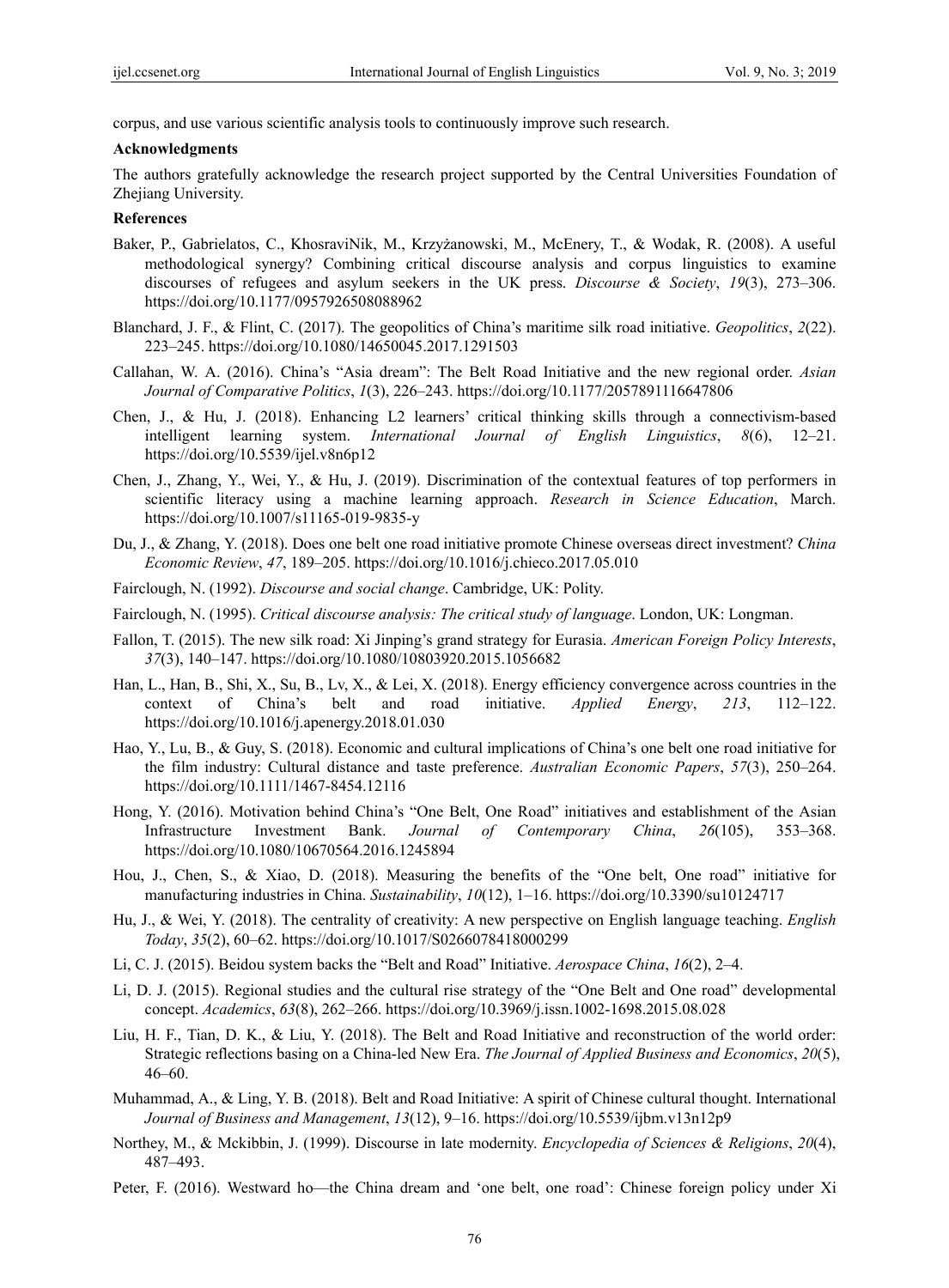corpus, and use various scientific analysis tools to continuously improve such research.

**Acknowledgments**

The authors gratefully acknowledge the research project supported by the Central Universities Foundation of Zhejiang University.

**References**

Baker, P., Gabrielatos, C., KhosraviNik, M., Krzyżanowski, M., McEnery, T., & Wodak, R. (2008). A useful methodological synergy? Combining critical discourse analysis and corpus linguistics to examine discourses of refugees and asylum seekers in the UK press. *Discourse & Society*, *19*(3), 273–306. https://doi.org/10.1177/0957926508088962

Blanchard, J. F., & Flint, C. (2017). The geopolitics of China's maritime silk road initiative. *Geopolitics*, *2*(22). 223–245. https://doi.org/10.1080/14650045.2017.1291503

Callahan, W. A. (2016). China's "Asia dream": The Belt Road Initiative and the new regional order. *Asian Journal of Comparative Politics*, *1*(3), 226–243. https://doi.org/10.1177/2057891116647806

Chen, J., & Hu, J. (2018). Enhancing L2 learners' critical thinking skills through a connectivism-based intelligent learning system. *International Journal of English Linguistics*, *8*(6), 12–21. https://doi.org/10.5539/ijel.v8n6p12

Chen, J., Zhang, Y., Wei, Y., & Hu, J. (2019). Discrimination of the contextual features of top performers in scientific literacy using a machine learning approach. *Research in Science Education*, March. https://doi.org/10.1007/s11165-019-9835-y

Du, J., & Zhang, Y. (2018). Does one belt one road initiative promote Chinese overseas direct investment? *China Economic Review*, *47*, 189–205. https://doi.org/10.1016/j.chieco.2017.05.010

Fairclough, N. (1992). *Discourse and social change*. Cambridge, UK: Polity.

Fairclough, N. (1995). *Critical discourse analysis: The critical study of language*. London, UK: Longman.

Fallon, T. (2015). The new silk road: Xi Jinping's grand strategy for Eurasia. *American Foreign Policy Interests*, *37*(3), 140–147. https://doi.org/10.1080/10803920.2015.1056682

Han, L., Han, B., Shi, X., Su, B., Lv, X., & Lei, X. (2018). Energy efficiency convergence across countries in the context of China's belt and road initiative. *Applied Energy*, *213*, 112–122. https://doi.org/10.1016/j.apenergy.2018.01.030

Hao, Y., Lu, B., & Guy, S. (2018). Economic and cultural implications of China's one belt one road initiative for the film industry: Cultural distance and taste preference. *Australian Economic Papers*, *57*(3), 250–264. https://doi.org/10.1111/1467-8454.12116

Hong, Y. (2016). Motivation behind China's "One Belt, One Road" initiatives and establishment of the Asian Infrastructure Investment Bank. *Journal of Contemporary China*, *26*(105), 353–368. https://doi.org/10.1080/10670564.2016.1245894

Hou, J., Chen, S., & Xiao, D. (2018). Measuring the benefits of the "One belt, One road" initiative for manufacturing industries in China. *Sustainability*, *10*(12), 1–16. https://doi.org/10.3390/su10124717

Hu, J., & Wei, Y. (2018). The centrality of creativity: A new perspective on English language teaching. *English Today*, *35*(2), 60–62. https://doi.org/10.1017/S0266078418000299

Li, C. J. (2015). Beidou system backs the "Belt and Road" Initiative. *Aerospace China*, *16*(2), 2–4.

Li, D. J. (2015). Regional studies and the cultural rise strategy of the "One Belt and One road" developmental concept. *Academics*, *63*(8), 262–266. https://doi.org/10.3969/j.issn.1002-1698.2015.08.028

Liu, H. F., Tian, D. K., & Liu, Y. (2018). The Belt and Road Initiative and reconstruction of the world order: Strategic reflections basing on a China-led New Era. *The Journal of Applied Business and Economics*, *20*(5), 46–60.

Muhammad, A., & Ling, Y. B. (2018). Belt and Road Initiative: A spirit of Chinese cultural thought. International *Journal of Business and Management*, *13*(12), 9–16. https://doi.org/10.5539/ijbm.v13n12p9

Northey, M., & Mckibbin, J. (1999). Discourse in late modernity. *Encyclopedia of Sciences & Religions*, *20*(4), 487–493.

Peter, F. (2016). Westward ho—the China dream and 'one belt, one road': Chinese foreign policy under Xi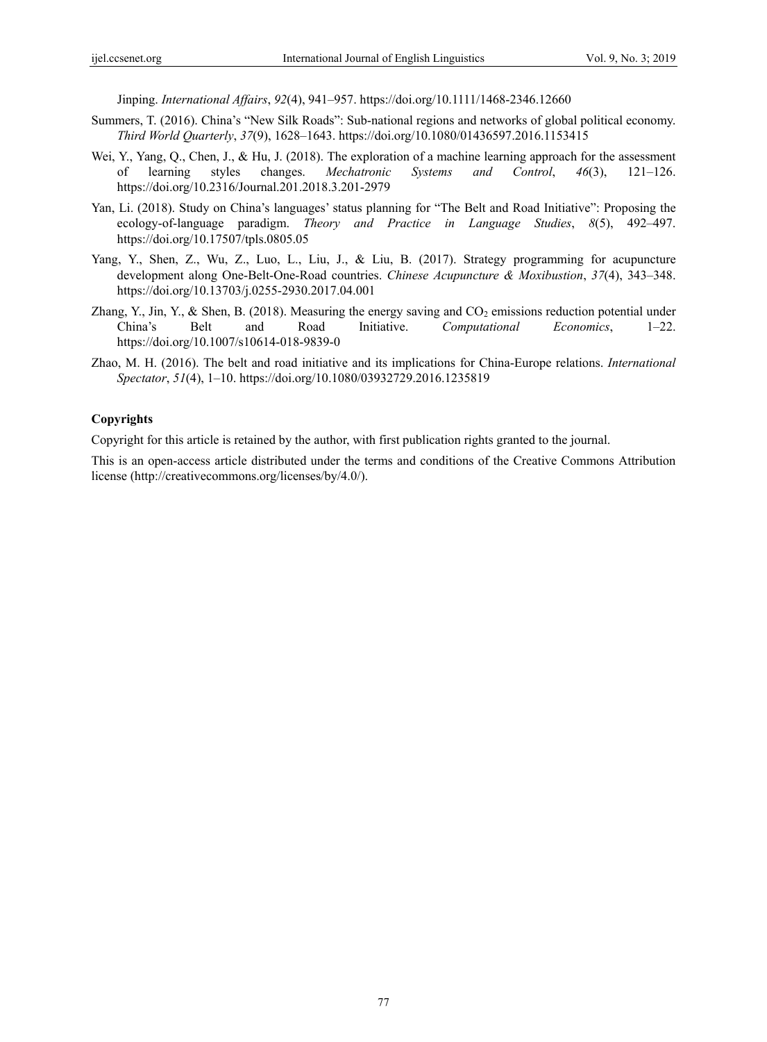Jinping. *International Affairs*, *92*(4), 941–957. https://doi.org/10.1111/1468-2346.12660

Summers, T. (2016). China's "New Silk Roads": Sub-national regions and networks of global political economy. *Third World Quarterly*, *37*(9), 1628–1643. https://doi.org/10.1080/01436597.2016.1153415

Wei, Y., Yang, Q., Chen, J., & Hu, J. (2018). The exploration of a machine learning approach for the assessment of learning styles changes. *Mechatronic Systems and Control*, *46*(3), 121–126. https://doi.org/10.2316/Journal.201.2018.3.201-2979

Yan, Li. (2018). Study on China's languages' status planning for "The Belt and Road Initiative": Proposing the ecology-of-language paradigm. *Theory and Practice in Language Studies*, *8*(5), 492–497. https://doi.org/10.17507/tpls.0805.05

Yang, Y., Shen, Z., Wu, Z., Luo, L., Liu, J., & Liu, B. (2017). Strategy programming for acupuncture development along One-Belt-One-Road countries. *Chinese Acupuncture & Moxibustion*, *37*(4), 343–348. https://doi.org/10.13703/j.0255-2930.2017.04.001

Zhang, Y., Jin, Y., & Shen, B. (2018). Measuring the energy saving and $CO_2$ emissions reduction potential under China's Belt and Road Initiative. *Computational Economics*, 1–22. https://doi.org/10.1007/s10614-018-9839-0

Zhao, M. H. (2016). The belt and road initiative and its implications for China-Europe relations. *International Spectator*, *51*(4), 1–10. https://doi.org/10.1080/03932729.2016.1235819

**Copyrights**

Copyright for this article is retained by the author, with first publication rights granted to the journal.

This is an open-access article distributed under the terms and conditions of the Creative Commons Attribution license (http://creativecommons.org/licenses/by/4.0/).